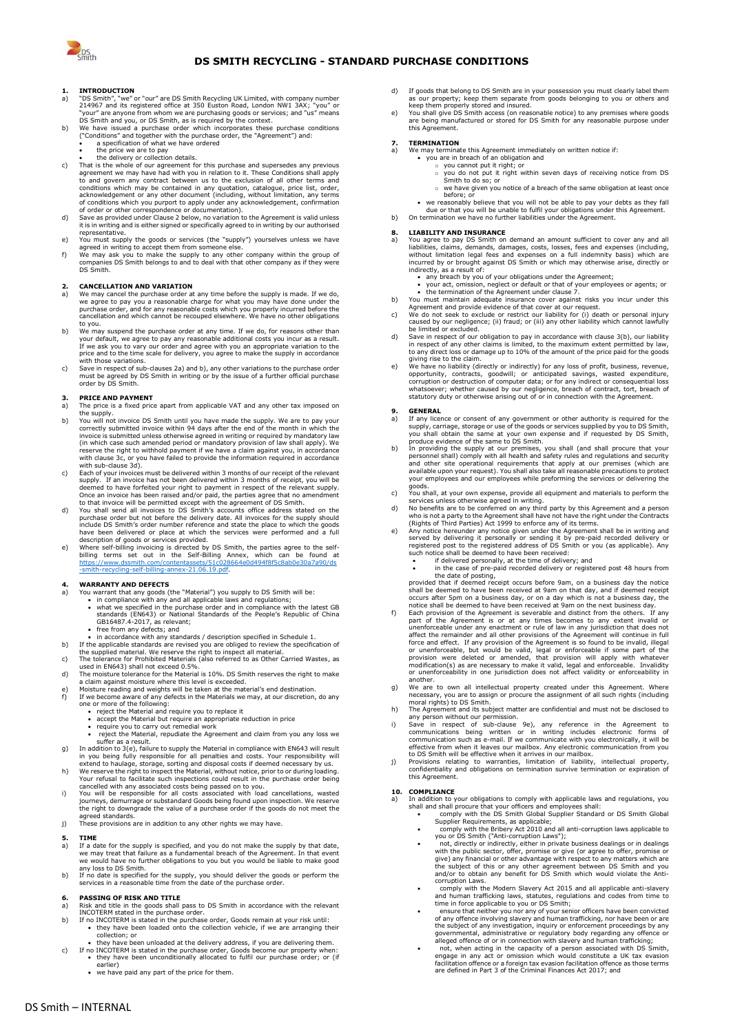# DS SMITH RECYCLING - STANDARD PURCHASE CONDITIONS

## 1. INTRODUCTION

a) "DS Smith", "we" or "our" are DS Smith Recycling UK Limited, with company number 214967 and its registered office at 350 Euston Road, London NW1 3AX; "you" or "your" are anyone from whom we are purchasing goods or services; and "us" means DS Smith and you, or DS Smith, as is required by the context.

b) We have issued a purchase order which incorporates these purchase conditions ("Conditions" and together with the purchase order, the "Agreement") and:
- a specification of what we have ordered
- the price we are to pay
- the delivery or collection details.

c) That is the whole of our agreement for this purchase and supersedes any previous agreement we may have had with you in relation to it. These Conditions shall apply to and govern any contract between us to the exclusion of all other terms and conditions which may be contained in any quotation, catalogue, price list, order, acknowledgement or any other document (including, without limitation, any terms of conditions which you purport to apply under any acknowledgement, confirmation of order or other correspondence or documentation).

d) Save as provided under Clause 2 below, no variation to the Agreement is valid unless it is in writing and is either signed or specifically agreed to in writing by our authorised representative.

e) You must supply the goods or services (the "supply") yourselves unless we have agreed in writing to accept them from someone else.

f) We may ask you to make the supply to any other company within the group of companies DS Smith belongs to and to deal with that other company as if they were DS Smith.

## 2. CANCELLATION AND VARIATION

a) We may cancel the purchase order at any time before the supply is made. If we do, we agree to pay you a reasonable charge for what you may have done under the purchase order, and for any reasonable costs which you properly incurred before the cancellation and which cannot be recouped elsewhere. We have no other obligations to you.

b) We may suspend the purchase order at any time. If we do, for reasons other than your default, we agree to pay any reasonable additional costs you incur as a result. If we ask you to vary our order and agree with you an appropriate variation to the price and to the time scale for delivery, you agree to make the supply in accordance with those variations.

c) Save in respect of sub-clauses 2a) and b), any other variations to the purchase order must be agreed by DS Smith in writing or by the issue of a further official purchase order by DS Smith.

## 3. PRICE AND PAYMENT

a) The price is a fixed price apart from applicable VAT and any other tax imposed on the supply.

b) You will not invoice DS Smith until you have made the supply. We are to pay your correctly submitted invoice within 94 days after the end of the month in which the invoice is submitted unless otherwise agreed in writing or required by mandatory law (in which case such amended period or mandatory provision of law shall apply). We reserve the right to withhold payment if we have a claim against you, in accordance with clause 3c, or you have failed to provide the information required in accordance with sub-clause 3d).

c) Each of your invoices must be delivered within 3 months of our receipt of the relevant supply. If an invoice has not been delivered within 3 months of receipt, you will be deemed to have forfeited your right to payment in respect of the relevant supply. Once an invoice has been raised and/or paid, the parties agree that no amendment to that invoice will be permitted except with the agreement of DS Smith.

d) You shall send all invoices to DS Smith's accounts office address stated on the purchase order but not before the delivery date. All invoices for the supply should include DS Smith's order number reference and state the place to which the goods have been delivered or place at which the services were performed and a full description of goods or services provided.

e) Where self-billing invoicing is directed by DS Smith, the parties agree to the self-billing terms set out in the Self-Billing Annex, which can be found at https://www.dssmith.com/contentassets/51c028664e0d494f8f5c8ab0e30a7a90/ds-smith-recycling-self-billing-annex-21.06.19.pdf.

## 4. WARRANTY AND DEFECTS

a) You warrant that any goods (the "Material") you supply to DS Smith will be:
- in compliance with any and all applicable laws and regulations;
- what we specified in the purchase order and in compliance with the latest GB standards (EN643) or National Standards of the People's Republic of China GB16487.4-2017, as relevant;
- free from any defects; and
- in accordance with any standards / description specified in Schedule 1.

b) If the applicable standards are revised you are obliged to review the specification of the supplied material. We reserve the right to inspect all material.

c) The tolerance for Prohibited Materials (also referred to as Other Carried Wastes, as used in EN643) shall not exceed 0.5%.

d) The moisture tolerance for the Material is 10%. DS Smith reserves the right to make a claim against moisture where this level is exceeded.

e) Moisture reading and weights will be taken at the material's end destination.

f) If we become aware of any defects in the Materials we may, at our discretion, do any one or more of the following:
- reject the Material and require you to replace it
- accept the Material but require an appropriate reduction in price
- require you to carry out remedial work
- reject the Material, replace the Agreement and claim from you any loss we suffer as a result.

g) In addition to 3(e), failure to supply the Material in compliance with EN643 will result in you being fully responsible for all penalties and costs. Your responsibility will extend to haulage, storage, sorting and disposal costs if deemed necessary by us.

h) We reserve the right to inspect the Material, without notice, prior to or during loading. Your refusal to facilitate such inspections could result in the purchase order being cancelled with any associated costs being passed on to you.

i) You will be responsible for all costs associated with load cancellations, wasted journeys, demurrage or substandard Goods being found upon inspection. We reserve the right to downgrade the value of a purchase order if the goods do not meet the agreed standards.

j) These provisions are in addition to any other rights we may have.

## 5. TIME

a) If a date for the supply is specified, and you do not make the supply by that date, we may treat that failure as a fundamental breach of the Agreement. In that event we would have no further obligations to you but you would be liable to make good any loss to DS Smith.

b) If no date is specified for the supply, you should deliver the goods or perform the services in a reasonable time from the date of the purchase order.

## 6. PASSING OF RISK AND TITLE

a) Risk and title in the goods shall pass to DS Smith in accordance with the relevant INCOTERM stated in the purchase order.

b) If no INCOTERM is stated in the purchase order, Goods remain at your risk until:
- they have been loaded onto the collection vehicle, if we are arranging their collection; or
- they have been unloaded at the delivery address, if you are delivering them.

c) If no INCOTERM is stated in the purchase order, Goods become our property when:
- they have been unconditionally allocated to fulfil our purchase order; or (if earlier)
- we have paid any part of the price for them.

d) If goods that belong to DS Smith are in your possession you must clearly label them as our property; keep them separate from goods belonging to you or others and keep them properly stored and insured.

e) You shall give DS Smith access (on reasonable notice) to any premises where goods are being manufactured or stored for DS Smith for any reasonable purpose under this Agreement.

## 7. TERMINATION

a) We may terminate this Agreement immediately on written notice if:
- you are in breach of an obligation and
  - you cannot put it right; or
  - you do not put it right within seven days of receiving notice from DS Smith to do so; or
  - we have given you notice of a breach of the same obligation at least once before; or
- we reasonably believe that you will not be able to pay your debts as they fall due or that you will be unable to fulfil your obligations under this Agreement.

b) On termination we have no further liabilities under the Agreement.

## 8. LIABILITY AND INSURANCE

a) You agree to pay DS Smith on demand an amount sufficient to cover any and all liabilities, claims, demands, damages, costs, losses, fees and expenses (including, without limitation legal fees and expenses on a full indemnity basis) which are incurred by or brought against DS Smith or which may otherwise arise, directly or indirectly, as a result of:
- any breach by you of your obligations under the Agreement;
- your act, omission, neglect or default or that of your employees or agents; or
- the termination of the Agreement under clause 7.

b) You must maintain adequate insurance cover against risks you incur under this Agreement and provide evidence of that cover at our request.

c) We do not seek to exclude or restrict our liability for (i) death or personal injury caused by our negligence; (ii) fraud; or (iii) any other liability which cannot lawfully be limited or excluded.

d) Save in respect of our obligation to pay in accordance with clause 3(b), our liability in respect of any other claims is limited, to the maximum extent permitted by law, to any direct loss or damage up to 10% of the amount of the price paid for the goods giving rise to the claim.

e) We have no liability (directly or indirectly) for any loss of profit, business, revenue, opportunity, contracts, goodwill; or anticipated savings, wasted expenditure, corruption or destruction of computer data; or for any indirect or consequential loss whatsoever; whether caused by our negligence, breach of contract, tort, breach of statutory duty or otherwise arising out of or in connection with the Agreement.

## 9. GENERAL

a) If any licence or consent of any government or other authority is required for the supply, carriage, storage or use of the goods or services supplied by you to DS Smith, you shall obtain the same at your own expense and if requested by DS Smith, produce evidence of the same to DS Smith.

b) In providing the supply at our premises, you shall (and shall procure that your personnel shall) comply with all health and safety rules and regulations and security and other site operational requirements that apply at our premises (which are available upon your request). You shall also take all reasonable precautions to protect your employees and our employees while preforming the services or delivering the goods.

c) You shall, at your own expense, provide all equipment and materials to perform the services unless otherwise agreed in writing.

d) No benefits are to be conferred on any third party by this Agreement and a person who is not a party to the Agreement shall have not have the right under the Contracts (Rights of Third Parties) Act 1999 to enforce any of its terms.

e) Any notice hereunder any notice given under the Agreement shall be in writing and served by delivering it personally or sending it by pre-paid recorded delivery or registered post to the registered address of DS Smith or you (as applicable). Any such notice shall be deemed to have been received:
- if delivered personally, at the time of delivery; and
- in the case of pre-paid recorded delivery or registered post 48 hours from the date of posting,

provided that if deemed receipt occurs before 9am, on a business day the notice shall be deemed to have been received at 9am on that day, and if deemed receipt occurs after 5pm on a business day, or on a day which is not a business day, the notice shall be deemed to have been received at 9am on the next business day.

f) Each provision of the Agreement is severable and distinct from the others. If any part of the Agreement is or at any times becomes to any extent invalid or unenforceable under any enactment or rule of law in any jurisdiction that does not affect the remainder and all other provisions of the Agreement will continue in full force and effect. If any provision of the Agreement is found to be invalid, illegal or unenforceable, but would be valid, legal or enforceable if some part of the provision were deleted or amended, that provision will apply with whatever modification(s) as are necessary to make it valid, legal and enforceable. Invalidity or unenforceability in one jurisdiction does not affect validity or enforceability in another.

g) We are to own all intellectual property created under this Agreement. Where necessary, you are to assign or procure the assignment of all such rights (including moral rights) to DS Smith.

h) The Agreement and its subject matter are confidential and must not be disclosed to any person without our permission.

i) Save in respect of sub-clause 9e), any reference in the Agreement to communications being written or in writing includes electronic forms of communication such as e-mail. If we communicate with you electronically, it will be effective from when it leaves our mailbox. Any electronic communication from you to DS Smith will be effective when it arrives in our mailbox.

j) Provisions relating to warranties, limitation of liability, intellectual property, confidentiality and obligations on termination survive termination or expiration of this Agreement.

## 10. COMPLIANCE

a) In addition to your obligations to comply with applicable laws and regulations, you shall and shall procure that your officers and employees shall:
- comply with the DS Smith Global Supplier Standard or DS Smith Global Supplier Requirements, as applicable;
- comply with the Bribery Act 2010 and all anti-corruption laws applicable to you or DS Smith ("Anti-corruption Laws");
- not, directly or indirectly, either in private business dealings or in dealings with the public sector, offer, promise or give (or agree to offer, promise or give) any financial or other advantage with respect to any matters which are the subject of this or any other agreement between DS Smith and you and/or to obtain any benefit for DS Smith which would violate the Anti-corruption Laws.
- comply with the Modern Slavery Act 2015 and all applicable anti-slavery and human trafficking laws, statutes, regulations and codes from time to time in force applicable to you or DS Smith;
- ensure that neither you nor any of your senior officers have been convicted of any offence involving slavery and human trafficking, nor have been or are the subject of any investigation, inquiry or enforcement proceedings by any governmental, administrative or regulatory body regarding any offence or alleged offence of or in connection with slavery and human trafficking;
- not, when acting in the capacity of a person associated with DS Smith, engage in any act or omission which would constitute a UK tax evasion facilitation offence or a foreign tax evasion facilitation offence as those terms are defined in Part 3 of the Criminal Finances Act 2017; and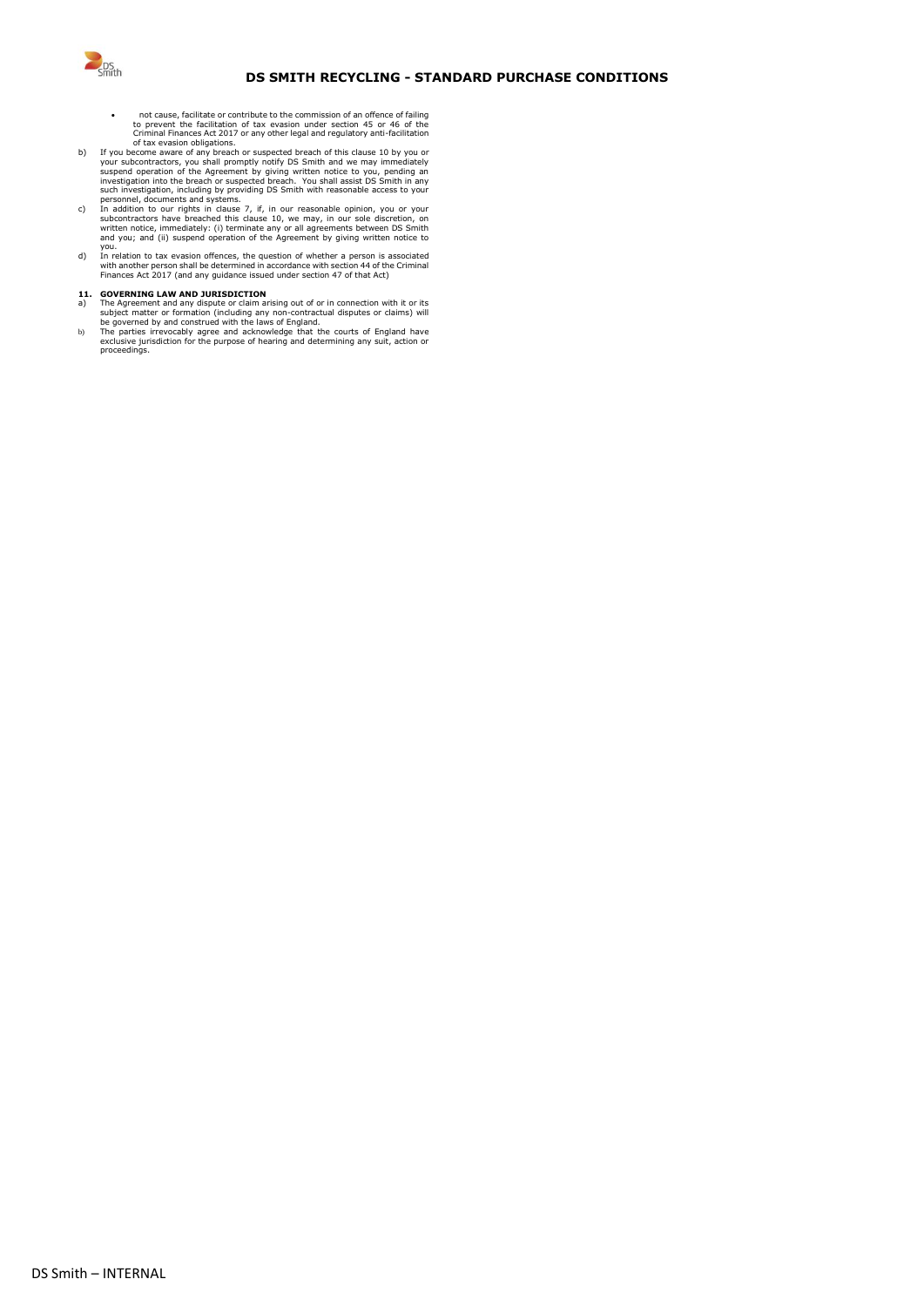- not cause, facilitate or contribute to the commission of an offence of failing to prevent the facilitation of tax evasion under section 45 or 46 of the Criminal Finances Act 2017 or any other legal and regulatory anti-facilitation of tax evasion obligations.

b) If you become aware of any breach or suspected breach of this clause 10 by you or your subcontractors, you shall promptly notify DS Smith and we may immediately suspend operation of the Agreement by giving written notice to you, pending an investigation into the breach or suspected breach. You shall assist DS Smith in any such investigation, including by providing DS Smith with reasonable access to your personnel, documents and systems.

c) In addition to our rights in clause 7, if, in our reasonable opinion, you or your subcontractors have breached this clause 10, we may, in our sole discretion, on written notice, immediately: (i) terminate any or all agreements between DS Smith and you; and (ii) suspend operation of the Agreement by giving written notice to you.

d) In relation to tax evasion offences, the question of whether a person is associated with another person shall be determined in accordance with section 44 of the Criminal Finances Act 2017 (and any guidance issued under section 47 of that Act)

## 11. GOVERNING LAW AND JURISDICTION

a) The Agreement and any dispute or claim arising out of or in connection with it or its subject matter or formation (including any non-contractual disputes or claims) will be governed by and construed with the laws of England.

b) The parties irrevocably agree and acknowledge that the courts of England have exclusive jurisdiction for the purpose of hearing and determining any suit, action or proceedings.